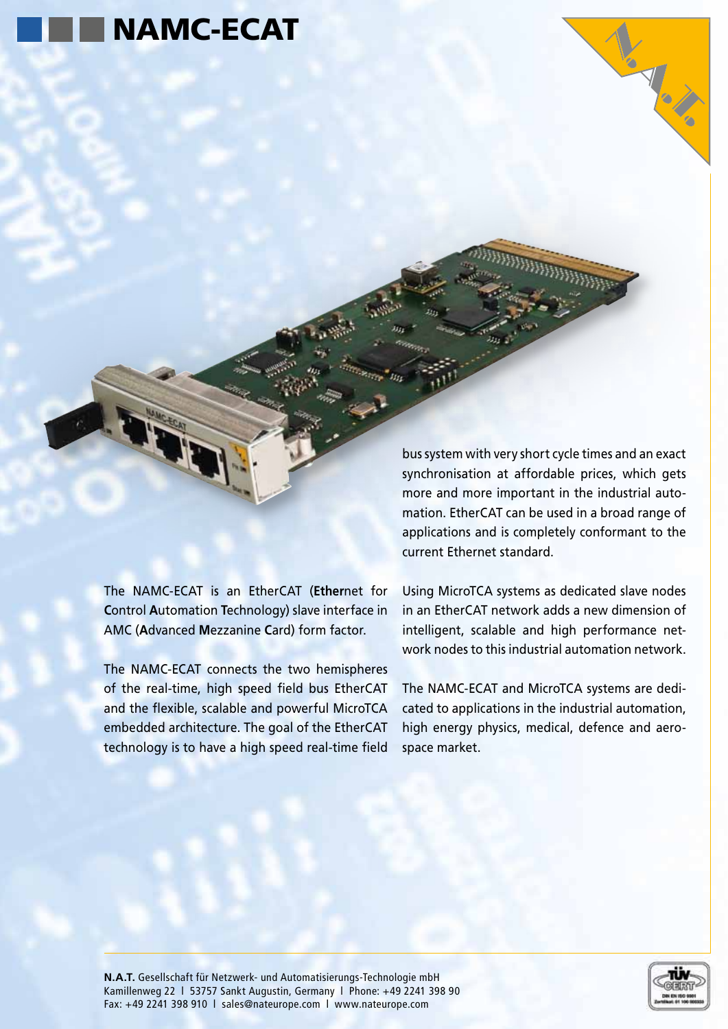# NAMC-ECAT

The NAMC-ECAT is an EtherCAT (**Ether**net for **C**ontrol **A**utomation **T**echnology) slave interface in AMC (**A**dvanced **M**ezzanine **C**ard) form factor.

The NAMC-ECAT connects the two hemispheres of the real-time, high speed field bus EtherCAT and the flexible, scalable and powerful MicroTCA embedded architecture. The goal of the EtherCAT technology is to have a high speed real-time field bus system with very short cycle times and an exact synchronisation at affordable prices, which gets more and more important in the industrial automation. EtherCAT can be used in a broad range of applications and is completely conformant to the current Ethernet standard.

Using MicroTCA systems as dedicated slave nodes in an EtherCAT network adds a new dimension of intelligent, scalable and high performance network nodes to this industrial automation network.

The NAMC-ECAT and MicroTCA systems are dedicated to applications in the industrial automation, high energy physics, medical, defence and aerospace market.

**N.A.T.** Gesellschaft für Netzwerk- und Automatisierungs-Technologie mbH
Kamillenweg 22 I 53757 Sankt Augustin, Germany I Phone: +49 2241 398 90
Fax: +49 2241 398 910 I sales@nateurope.com I www.nateurope.com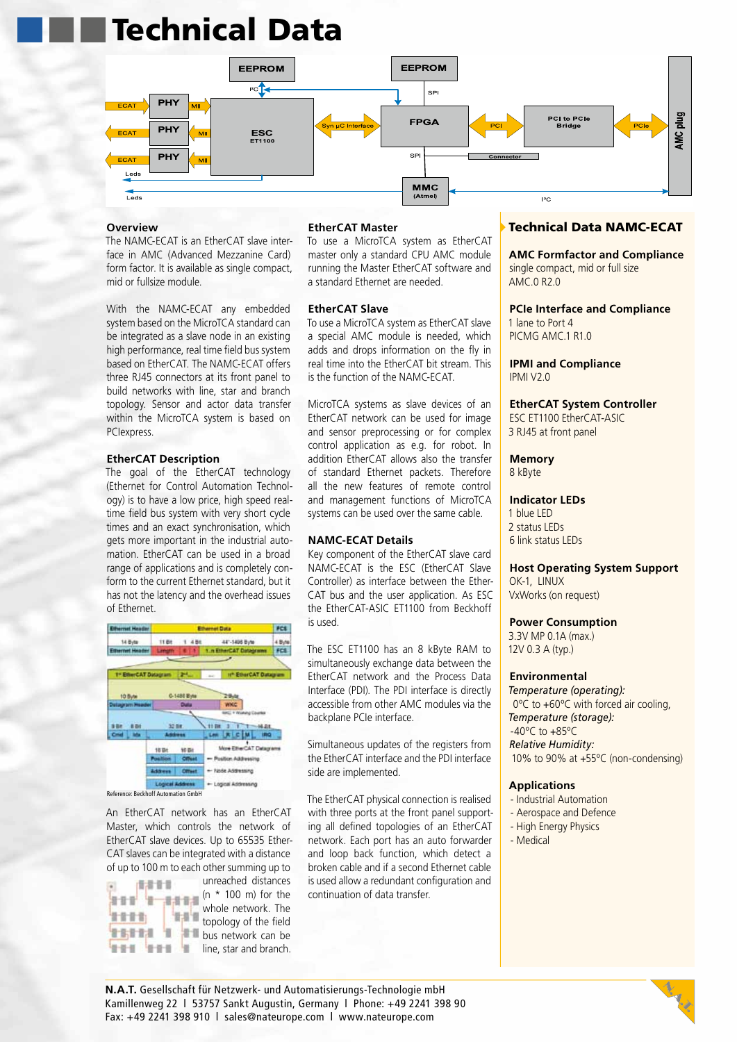# Technical Data

EEPROM

I²C

EEPROM

SPI

ECAT

PHY

MII

ECAT

PHY

MII

ESC
ET1100

Syn µC Interface

FPGA

PCI

PCI to PCIe Bridge

PCIe

AMC plug

ECAT

PHY

MII

SPI

Connector

Leds

Leds

MMC
(Atmel)

I²C

## Overview

The NAMC-ECAT is an EtherCAT slave interface in AMC (Advanced Mezzanine Card) form factor. It is available as single compact, mid or fullsize module.

With the NAMC-ECAT any embedded system based on the MicroTCA standard can be integrated as a slave node in an existing high performance, real time field bus system based on EtherCAT. The NAMC-ECAT offers three RJ45 connectors at its front panel to build networks with line, star and branch topology. Sensor and actor data transfer within the MicroTCA system is based on PCIexpress.

## EtherCAT Description

The goal of the EtherCAT technology (Ethernet for Control Automation Technology) is to have a low price, high speed real-time field bus system with very short cycle times and an exact synchronisation, which gets more important in the industrial automation. EtherCAT can be used in a broad range of applications and is completely conform to the current Ethernet standard, but it has not the latency and the overhead issues of Ethernet.

Ethernet Header | Ethernet Data | FCS

14 Byte | 11 Bit | 1 | 4 Bit | 44*-1498 Byte | 4 Byte

Ethernet Header | Length | 0 | 1 | 1..n EtherCAT Datagrams | FCS

1st EtherCAT Datagram | 2nd... | ... | nth EtherCAT Datagram

10 Byte | 0-1486 Byte | 2 Byte

Datagram Header | Data | WKC

WKC = Working Counter

8 Bit | 8 Bit | 32 Bit | 11 Bit | 3 | 1 | 16 Bit

Cmd | Idx | Address | Len | R | C | M | IRQ

16 Bit | 16 Bit

Position | Offset ← Position Addressing

Address | Offset ← Node Addressing

Logical Address ← Logical Addressing

More EtherCAT Datagrams

Reference: Beckhoff Automation GmbH

An EtherCAT network has an EtherCAT Master, which controls the network of EtherCAT slave devices. Up to 65535 EtherCAT slaves can be integrated with a distance of up to 100 m to each other summing up to unreached distances (n * 100 m) for the whole network. The topology of the field bus network can be line, star and branch.

## EtherCAT Master

To use a MicroTCA system as EtherCAT master only a standard CPU AMC module running the Master EtherCAT software and a standard Ethernet are needed.

## EtherCAT Slave

To use a MicroTCA system as EtherCAT slave a special AMC module is needed, which adds and drops information on the fly in real time into the EtherCAT bit stream. This is the function of the NAMC-ECAT.

MicroTCA systems as slave devices of an EtherCAT network can be used for image and sensor preprocessing or for complex control application as e.g. for robot. In addition EtherCAT allows also the transfer of standard Ethernet packets. Therefore all the new features of remote control and management functions of MicroTCA systems can be used over the same cable.

## NAMC-ECAT Details

Key component of the EtherCAT slave card NAMC-ECAT is the ESC (EtherCAT Slave Controller) as interface between the EtherCAT bus and the user application. As ESC the EtherCAT-ASIC ET1100 from Beckhoff is used.

The ESC ET1100 has an 8 kByte RAM to simultaneously exchange data between the EtherCAT network and the Process Data Interface (PDI). The PDI interface is directly accessible from other AMC modules via the backplane PCIe interface.

Simultaneous updates of the registers from the EtherCAT interface and the PDI interface side are implemented.

The EtherCAT physical connection is realised with three ports at the front panel supporting all defined topologies of an EtherCAT network. Each port has an auto forwarder and loop back function, which detect a broken cable and if a second Ethernet cable is used allow a redundant configuration and continuation of data transfer.

## Technical Data NAMC-ECAT

### AMC Formfactor and Compliance

single compact, mid or full size
AMC.0 R2.0

### PCIe Interface and Compliance

1 lane to Port 4
PICMG AMC.1 R1.0

### IPMI and Compliance

IPMI V2.0

### EtherCAT System Controller

ESC ET1100 EtherCAT-ASIC
3 RJ45 at front panel

### Memory

8 kByte

### Indicator LEDs

1 blue LED
2 status LEDs
6 link status LEDs

### Host Operating System Support

OK-1, LINUX
VxWorks (on request)

### Power Consumption

3.3V MP 0.1A (max.)
12V 0.3 A (typ.)

### Environmental

*Temperature (operating):*
0°C to +60°C with forced air cooling,
*Temperature (storage):*
-40°C to +85°C
*Relative Humidity:*
10% to 90% at +55°C (non-condensing)

### Applications

- Industrial Automation
- Aerospace and Defence
- High Energy Physics
- Medical

**N.A.T.** Gesellschaft für Netzwerk- und Automatisierungs-Technologie mbH
Kamillenweg 22 I 53757 Sankt Augustin, Germany I Phone: +49 2241 398 90
Fax: +49 2241 398 910 I sales@nateurope.com I www.nateurope.com